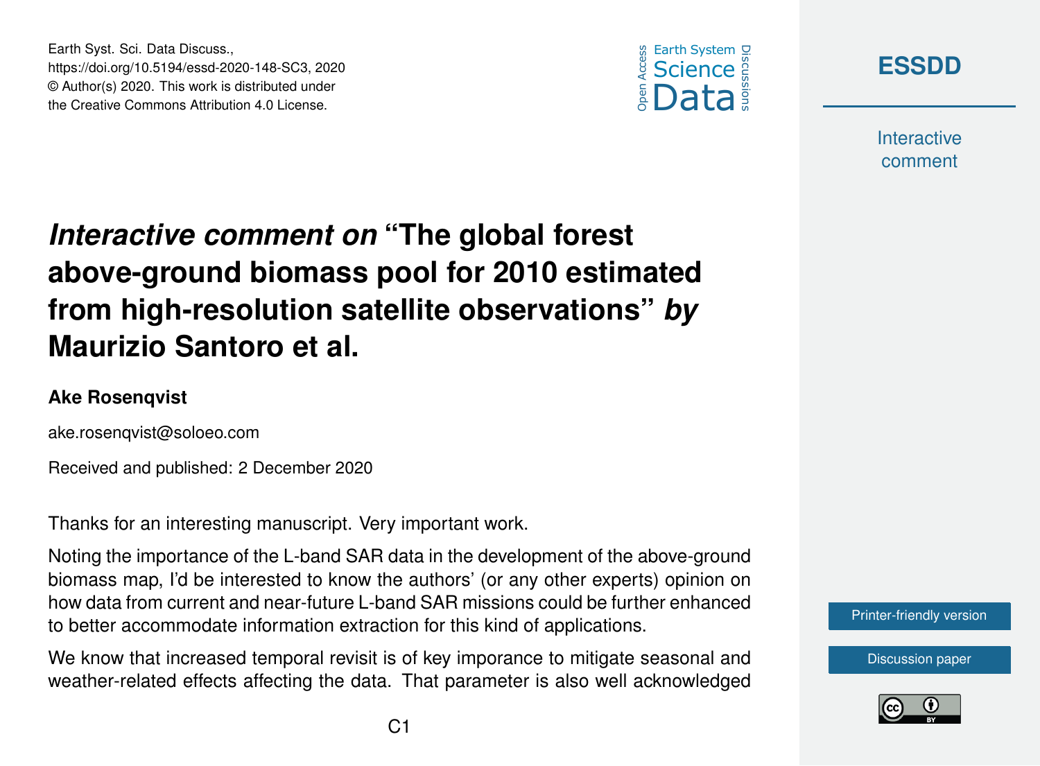# *Interactive comment on* "The global forest above-ground biomass pool for 2010 estimated from high-resolution satellite observations" *by* Maurizio Santoro et al.

**Ake Rosenqvist**

ake.rosenqvist@soloeo.com

Received and published: 2 December 2020

Thanks for an interesting manuscript. Very important work.

Noting the importance of the L-band SAR data in the development of the above-ground biomass map, I'd be interested to know the authors' (or any other experts) opinion on how data from current and near-future L-band SAR missions could be further enhanced to better accommodate information extraction for this kind of applications.

We know that increased temporal revisit is of key imporance to mitigate seasonal and weather-related effects affecting the data. That parameter is also well acknowledged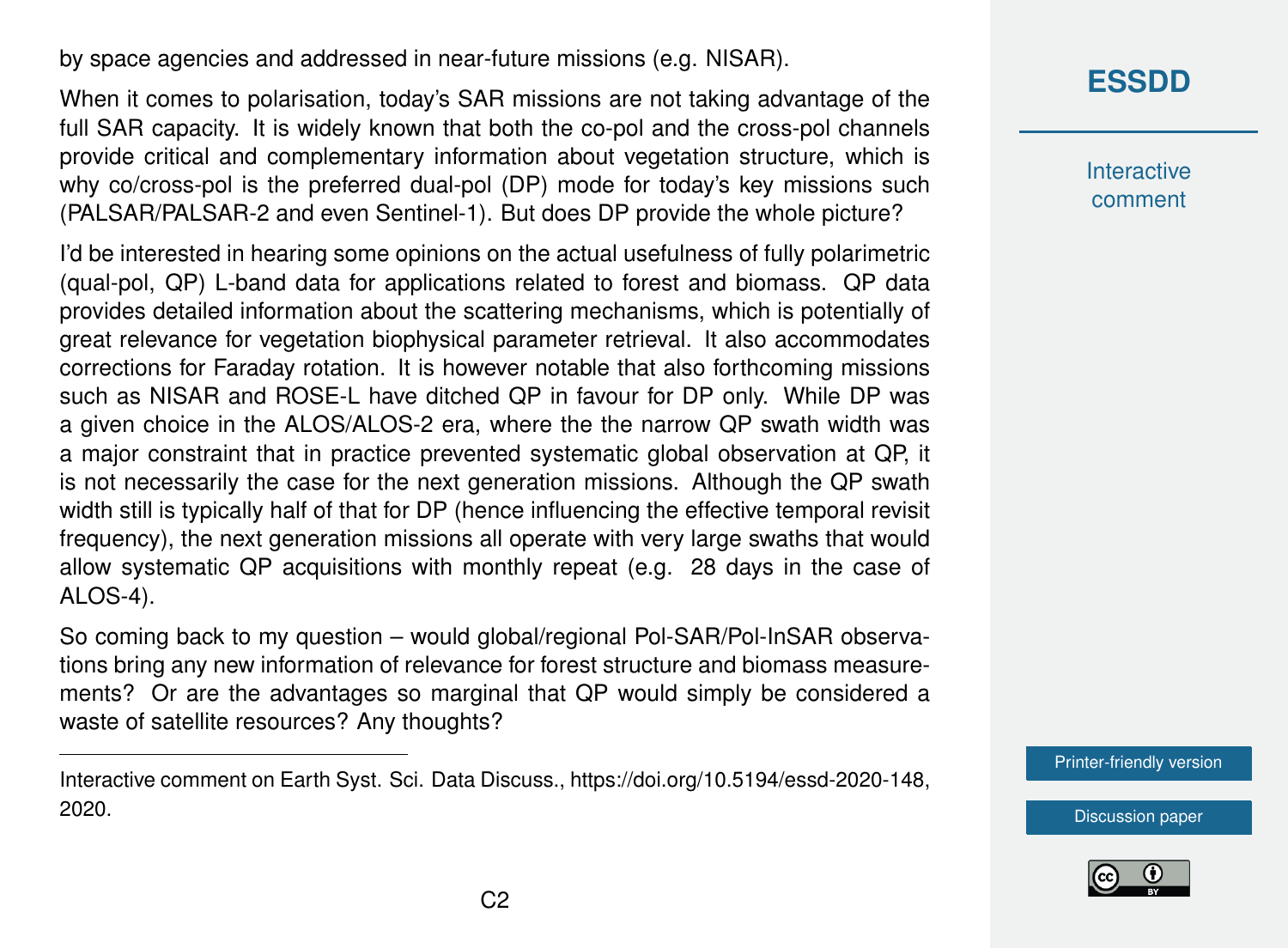by space agencies and addressed in near-future missions (e.g. NISAR).

When it comes to polarisation, today's SAR missions are not taking advantage of the full SAR capacity. It is widely known that both the co-pol and the cross-pol channels provide critical and complementary information about vegetation structure, which is why co/cross-pol is the preferred dual-pol (DP) mode for today's key missions such (PALSAR/PALSAR-2 and even Sentinel-1). But does DP provide the whole picture?

I'd be interested in hearing some opinions on the actual usefulness of fully polarimetric (qual-pol, QP) L-band data for applications related to forest and biomass. QP data provides detailed information about the scattering mechanisms, which is potentially of great relevance for vegetation biophysical parameter retrieval. It also accommodates corrections for Faraday rotation. It is however notable that also forthcoming missions such as NISAR and ROSE-L have ditched QP in favour for DP only. While DP was a given choice in the ALOS/ALOS-2 era, where the the narrow QP swath width was a major constraint that in practice prevented systematic global observation at QP, it is not necessarily the case for the next generation missions. Although the QP swath width still is typically half of that for DP (hence influencing the effective temporal revisit frequency), the next generation missions all operate with very large swaths that would allow systematic QP acquisitions with monthly repeat (e.g. 28 days in the case of ALOS-4).

So coming back to my question – would global/regional Pol-SAR/Pol-InSAR observations bring any new information of relevance for forest structure and biomass measurements? Or are the advantages so marginal that QP would simply be considered a waste of satellite resources? Any thoughts?

---

Interactive comment on Earth Syst. Sci. Data Discuss., https://doi.org/10.5194/essd-2020-148, 2020.